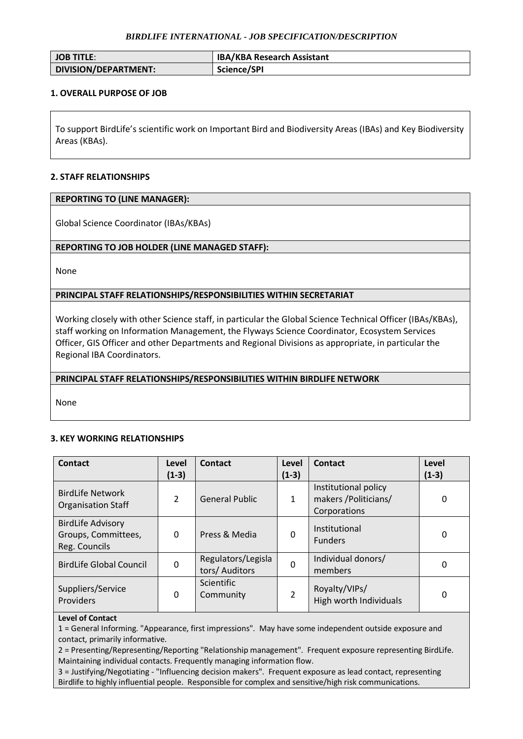***BIRDLIFE INTERNATIONAL - JOB SPECIFICATION/DESCRIPTION***

| **JOB TITLE**: | **IBA/KBA Research Assistant** |
|---|---|
| **DIVISION/DEPARTMENT:** | **Science/SPI** |

## 1. OVERALL PURPOSE OF JOB

To support BirdLife's scientific work on Important Bird and Biodiversity Areas (IBAs) and Key Biodiversity Areas (KBAs).

## 2. STAFF RELATIONSHIPS

**REPORTING TO (LINE MANAGER):**

Global Science Coordinator (IBAs/KBAs)

**REPORTING TO JOB HOLDER (LINE MANAGED STAFF):**

None

**PRINCIPAL STAFF RELATIONSHIPS/RESPONSIBILITIES WITHIN SECRETARIAT**

Working closely with other Science staff, in particular the Global Science Technical Officer (IBAs/KBAs), staff working on Information Management, the Flyways Science Coordinator, Ecosystem Services Officer, GIS Officer and other Departments and Regional Divisions as appropriate, in particular the Regional IBA Coordinators.

**PRINCIPAL STAFF RELATIONSHIPS/RESPONSIBILITIES WITHIN BIRDLIFE NETWORK**

None

## 3. KEY WORKING RELATIONSHIPS

| Contact | Level (1-3) | Contact | Level (1-3) | Contact | Level (1-3) |
|---|---|---|---|---|---|
| BirdLife Network Organisation Staff | 2 | General Public | 1 | Institutional policy makers /Politicians/ Corporations | 0 |
| BirdLife Advisory Groups, Committees, Reg. Councils | 0 | Press & Media | 0 | Institutional Funders | 0 |
| BirdLife Global Council | 0 | Regulators/Legislators/ Auditors | 0 | Individual donors/ members | 0 |
| Suppliers/Service Providers | 0 | Scientific Community | 2 | Royalty/VIPs/ High worth Individuals | 0 |

**Level of Contact**

1 = General Informing. "Appearance, first impressions". May have some independent outside exposure and contact, primarily informative.

2 = Presenting/Representing/Reporting "Relationship management". Frequent exposure representing BirdLife. Maintaining individual contacts. Frequently managing information flow.

3 = Justifying/Negotiating - "Influencing decision makers". Frequent exposure as lead contact, representing Birdlife to highly influential people. Responsible for complex and sensitive/high risk communications.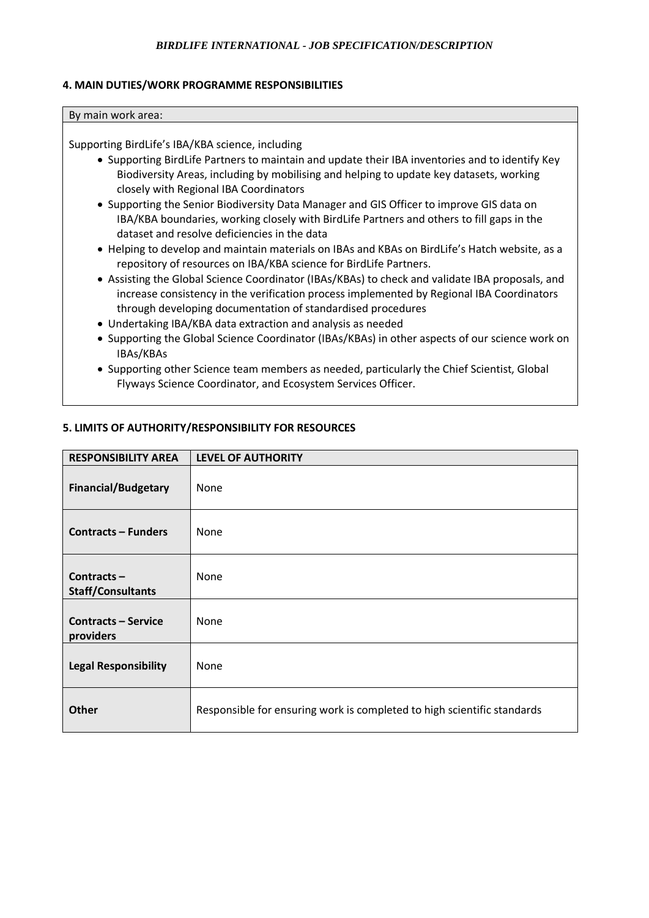## 4. MAIN DUTIES/WORK PROGRAMME RESPONSIBILITIES

By main work area:

Supporting BirdLife's IBA/KBA science, including

- Supporting BirdLife Partners to maintain and update their IBA inventories and to identify Key Biodiversity Areas, including by mobilising and helping to update key datasets, working closely with Regional IBA Coordinators
- Supporting the Senior Biodiversity Data Manager and GIS Officer to improve GIS data on IBA/KBA boundaries, working closely with BirdLife Partners and others to fill gaps in the dataset and resolve deficiencies in the data
- Helping to develop and maintain materials on IBAs and KBAs on BirdLife's Hatch website, as a repository of resources on IBA/KBA science for BirdLife Partners.
- Assisting the Global Science Coordinator (IBAs/KBAs) to check and validate IBA proposals, and increase consistency in the verification process implemented by Regional IBA Coordinators through developing documentation of standardised procedures
- Undertaking IBA/KBA data extraction and analysis as needed
- Supporting the Global Science Coordinator (IBAs/KBAs) in other aspects of our science work on IBAs/KBAs
- Supporting other Science team members as needed, particularly the Chief Scientist, Global Flyways Science Coordinator, and Ecosystem Services Officer.

## 5. LIMITS OF AUTHORITY/RESPONSIBILITY FOR RESOURCES

| RESPONSIBILITY AREA | LEVEL OF AUTHORITY |
|---|---|
| **Financial/Budgetary** | None |
| **Contracts – Funders** | None |
| **Contracts – Staff/Consultants** | None |
| **Contracts – Service providers** | None |
| **Legal Responsibility** | None |
| **Other** | Responsible for ensuring work is completed to high scientific standards |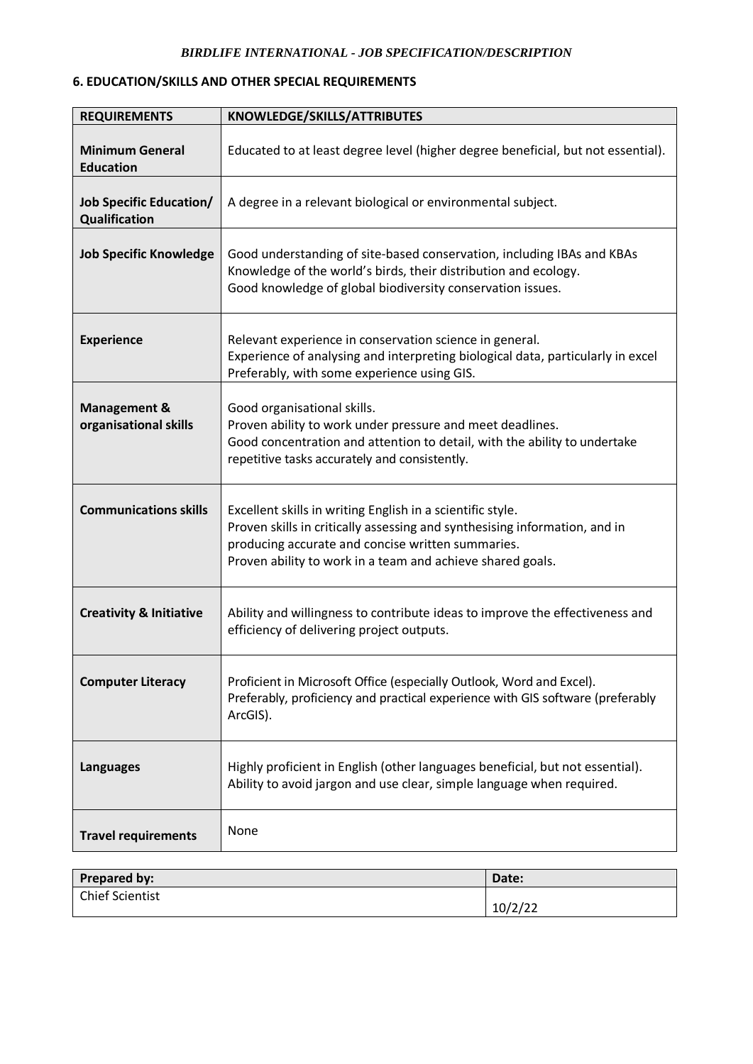## 6. EDUCATION/SKILLS AND OTHER SPECIAL REQUIREMENTS

| REQUIREMENTS | KNOWLEDGE/SKILLS/ATTRIBUTES |
|---|---|
| **Minimum General Education** | Educated to at least degree level (higher degree beneficial, but not essential). |
| **Job Specific Education/ Qualification** | A degree in a relevant biological or environmental subject. |
| **Job Specific Knowledge** | Good understanding of site-based conservation, including IBAs and KBAs<br>Knowledge of the world's birds, their distribution and ecology.<br>Good knowledge of global biodiversity conservation issues. |
| **Experience** | Relevant experience in conservation science in general.<br>Experience of analysing and interpreting biological data, particularly in excel<br>Preferably, with some experience using GIS. |
| **Management & organisational skills** | Good organisational skills.<br>Proven ability to work under pressure and meet deadlines.<br>Good concentration and attention to detail, with the ability to undertake repetitive tasks accurately and consistently. |
| **Communications skills** | Excellent skills in writing English in a scientific style.<br>Proven skills in critically assessing and synthesising information, and in producing accurate and concise written summaries.<br>Proven ability to work in a team and achieve shared goals. |
| **Creativity & Initiative** | Ability and willingness to contribute ideas to improve the effectiveness and efficiency of delivering project outputs. |
| **Computer Literacy** | Proficient in Microsoft Office (especially Outlook, Word and Excel).<br>Preferably, proficiency and practical experience with GIS software (preferably ArcGIS). |
| **Languages** | Highly proficient in English (other languages beneficial, but not essential).<br>Ability to avoid jargon and use clear, simple language when required. |
| **Travel requirements** | None |

| Prepared by: | Date: |
|---|---|
| Chief Scientist | 10/2/22 |